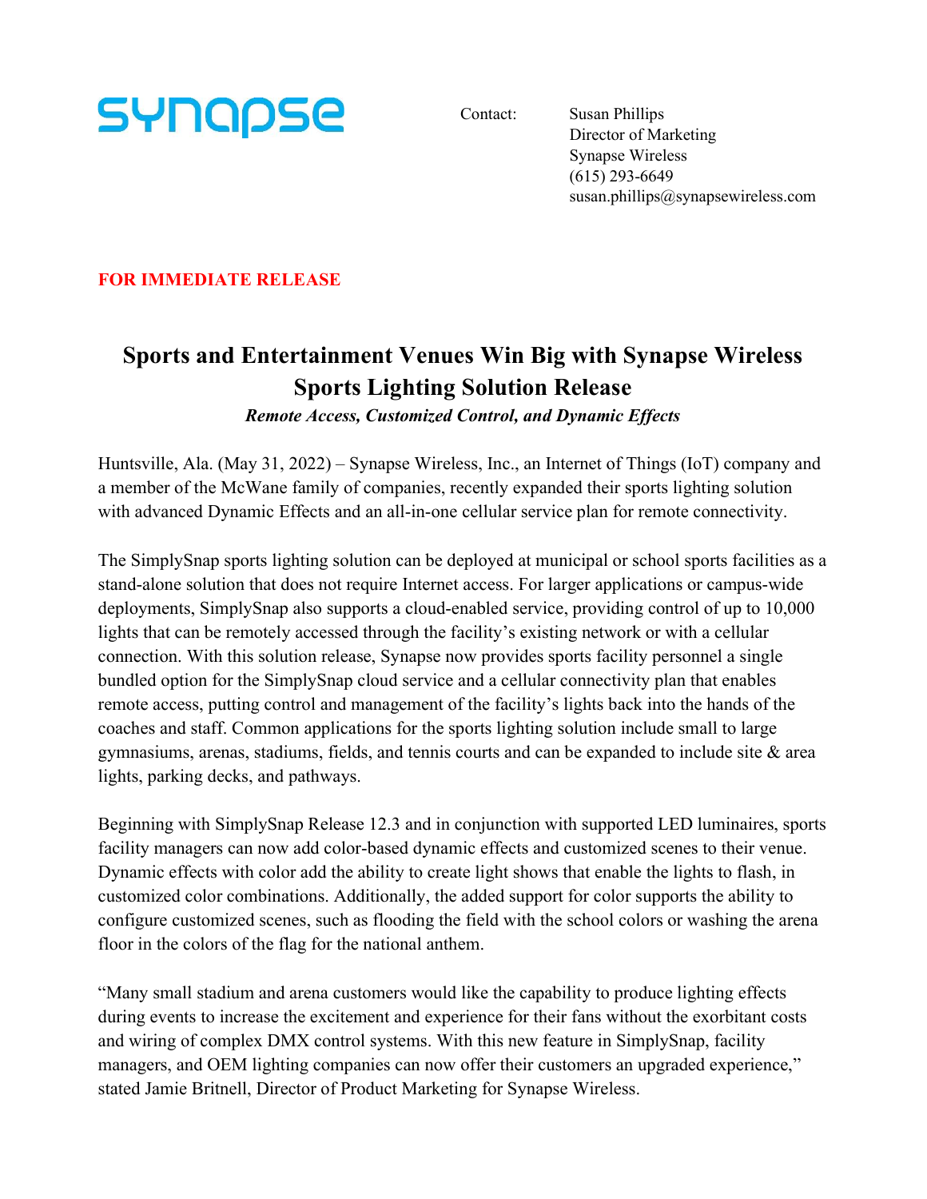synapse

Contact: Susan Phillips
Director of Marketing
Synapse Wireless
(615) 293-6649
susan.phillips@synapsewireless.com

**FOR IMMEDIATE RELEASE**

# Sports and Entertainment Venues Win Big with Synapse Wireless Sports Lighting Solution Release

***Remote Access, Customized Control, and Dynamic Effects***

Huntsville, Ala. (May 31, 2022) – Synapse Wireless, Inc., an Internet of Things (IoT) company and a member of the McWane family of companies, recently expanded their sports lighting solution with advanced Dynamic Effects and an all-in-one cellular service plan for remote connectivity.

The SimplySnap sports lighting solution can be deployed at municipal or school sports facilities as a stand-alone solution that does not require Internet access. For larger applications or campus-wide deployments, SimplySnap also supports a cloud-enabled service, providing control of up to 10,000 lights that can be remotely accessed through the facility's existing network or with a cellular connection. With this solution release, Synapse now provides sports facility personnel a single bundled option for the SimplySnap cloud service and a cellular connectivity plan that enables remote access, putting control and management of the facility's lights back into the hands of the coaches and staff. Common applications for the sports lighting solution include small to large gymnasiums, arenas, stadiums, fields, and tennis courts and can be expanded to include site & area lights, parking decks, and pathways.

Beginning with SimplySnap Release 12.3 and in conjunction with supported LED luminaires, sports facility managers can now add color-based dynamic effects and customized scenes to their venue. Dynamic effects with color add the ability to create light shows that enable the lights to flash, in customized color combinations. Additionally, the added support for color supports the ability to configure customized scenes, such as flooding the field with the school colors or washing the arena floor in the colors of the flag for the national anthem.

"Many small stadium and arena customers would like the capability to produce lighting effects during events to increase the excitement and experience for their fans without the exorbitant costs and wiring of complex DMX control systems. With this new feature in SimplySnap, facility managers, and OEM lighting companies can now offer their customers an upgraded experience," stated Jamie Britnell, Director of Product Marketing for Synapse Wireless.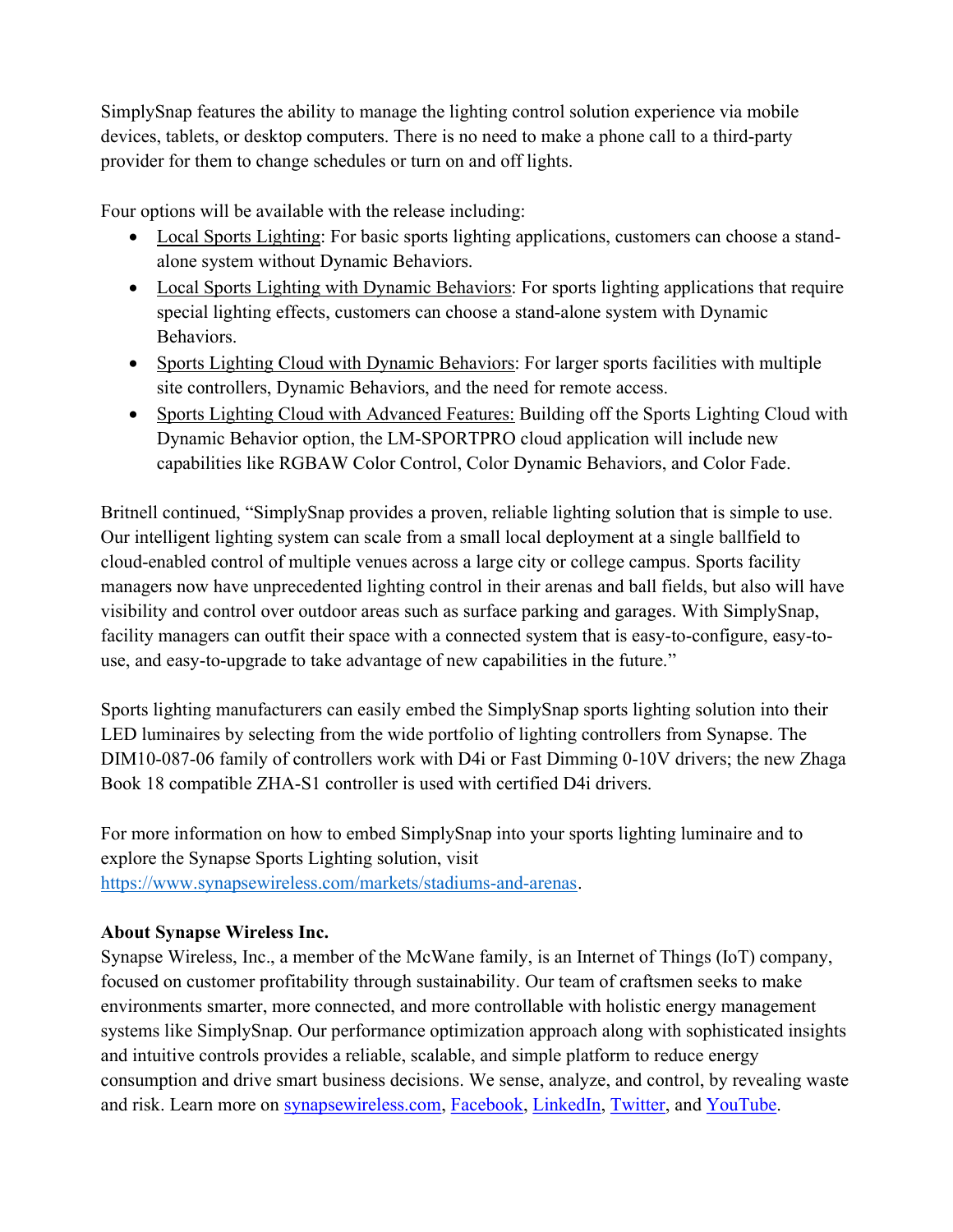SimplySnap features the ability to manage the lighting control solution experience via mobile devices, tablets, or desktop computers. There is no need to make a phone call to a third-party provider for them to change schedules or turn on and off lights.

Four options will be available with the release including:

- Local Sports Lighting: For basic sports lighting applications, customers can choose a stand-alone system without Dynamic Behaviors.
- Local Sports Lighting with Dynamic Behaviors: For sports lighting applications that require special lighting effects, customers can choose a stand-alone system with Dynamic Behaviors.
- Sports Lighting Cloud with Dynamic Behaviors: For larger sports facilities with multiple site controllers, Dynamic Behaviors, and the need for remote access.
- Sports Lighting Cloud with Advanced Features: Building off the Sports Lighting Cloud with Dynamic Behavior option, the LM-SPORTPRO cloud application will include new capabilities like RGBAW Color Control, Color Dynamic Behaviors, and Color Fade.

Britnell continued, "SimplySnap provides a proven, reliable lighting solution that is simple to use. Our intelligent lighting system can scale from a small local deployment at a single ballfield to cloud-enabled control of multiple venues across a large city or college campus. Sports facility managers now have unprecedented lighting control in their arenas and ball fields, but also will have visibility and control over outdoor areas such as surface parking and garages. With SimplySnap, facility managers can outfit their space with a connected system that is easy-to-configure, easy-to-use, and easy-to-upgrade to take advantage of new capabilities in the future."

Sports lighting manufacturers can easily embed the SimplySnap sports lighting solution into their LED luminaires by selecting from the wide portfolio of lighting controllers from Synapse. The DIM10-087-06 family of controllers work with D4i or Fast Dimming 0-10V drivers; the new Zhaga Book 18 compatible ZHA-S1 controller is used with certified D4i drivers.

For more information on how to embed SimplySnap into your sports lighting luminaire and to explore the Synapse Sports Lighting solution, visit https://www.synapsewireless.com/markets/stadiums-and-arenas.

**About Synapse Wireless Inc.**

Synapse Wireless, Inc., a member of the McWane family, is an Internet of Things (IoT) company, focused on customer profitability through sustainability. Our team of craftsmen seeks to make environments smarter, more connected, and more controllable with holistic energy management systems like SimplySnap. Our performance optimization approach along with sophisticated insights and intuitive controls provides a reliable, scalable, and simple platform to reduce energy consumption and drive smart business decisions. We sense, analyze, and control, by revealing waste and risk. Learn more on synapsewireless.com, Facebook, LinkedIn, Twitter, and YouTube.